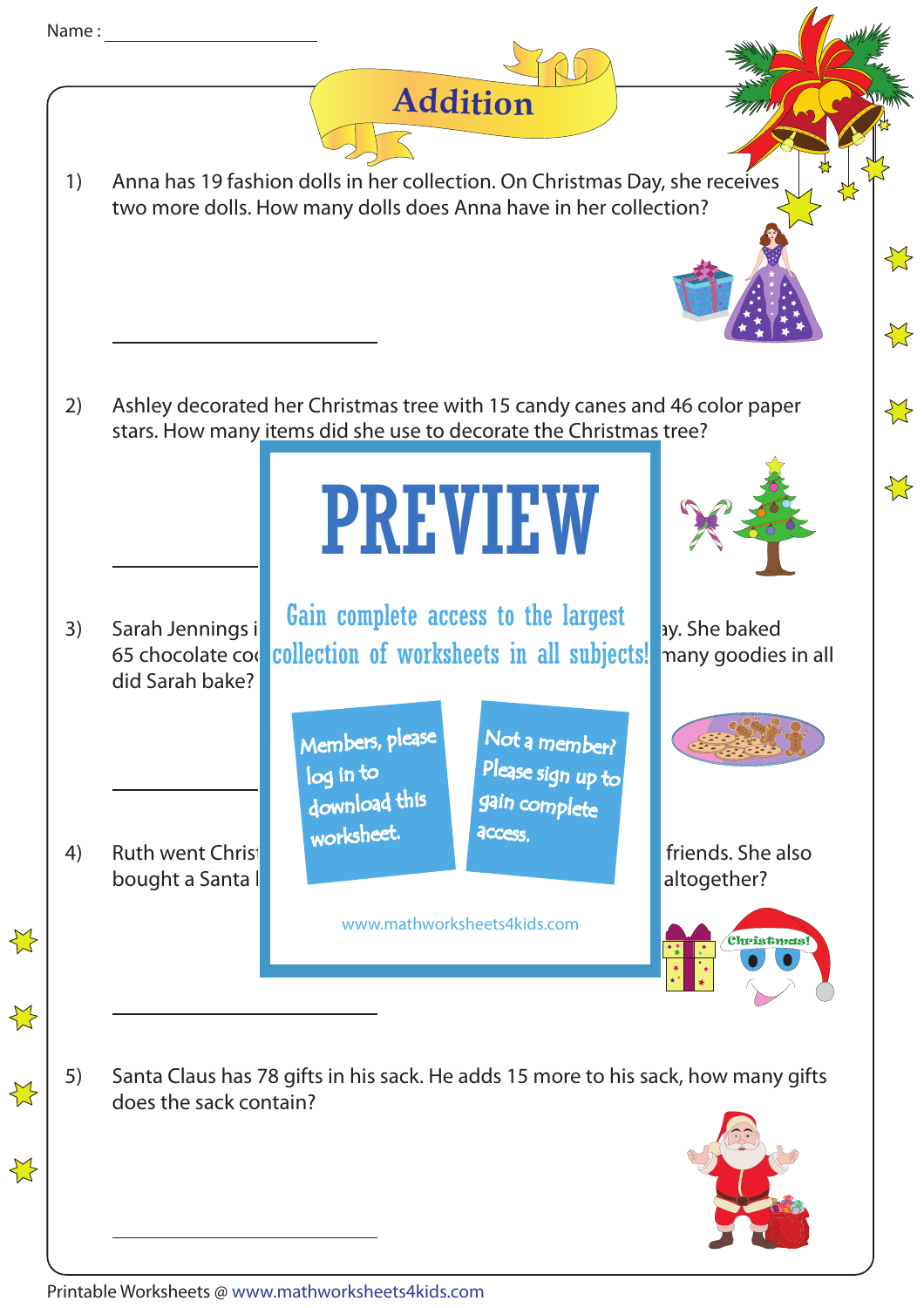Name : ______________________

# Addition

1) Anna has 19 fashion dolls in her collection. On Christmas Day, she receives two more dolls. How many dolls does Anna have in her collection?

______________________

2) Ashley decorated her Christmas tree with 15 candy canes and 46 color paper stars. How many items did she use to decorate the Christmas tree?

______________________

3) Sarah Jennings i ay. She baked 65 chocolate coo many goodies in all did Sarah bake?

______________________

4) Ruth went Christ friends. She also bought a Santa l altogether?

______________________

5) Santa Claus has 78 gifts in his sack. He adds 15 more to his sack, how many gifts does the sack contain?

______________________

PREVIEW

Gain complete access to the largest collection of worksheets in all subjects!

Members, please log in to download this worksheet.

Not a member? Please sign up to gain complete access.

www.mathworksheets4kids.com

Printable Worksheets @ www.mathworksheets4kids.com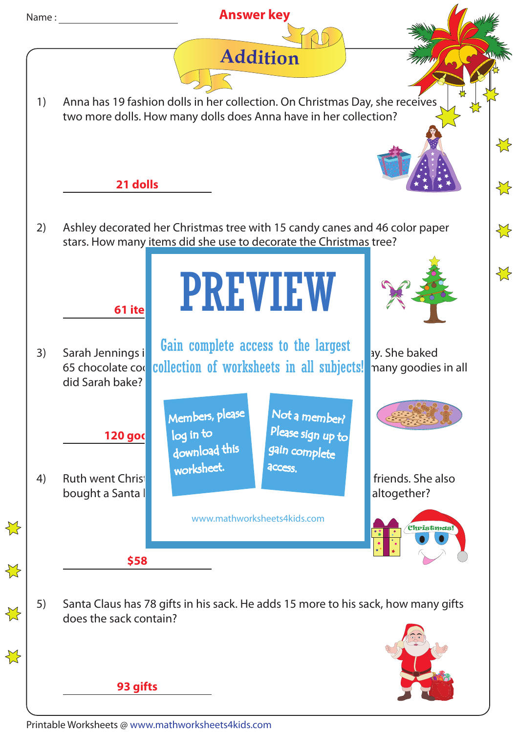Name : ____________________

**Answer key**

# Addition

1) Anna has 19 fashion dolls in her collection. On Christmas Day, she receives two more dolls. How many dolls does Anna have in her collection?

**21 dolls**

2) Ashley decorated her Christmas tree with 15 candy canes and 46 color paper stars. How many items did she use to decorate the Christmas tree?

**61 ite**

PREVIEW

Gain complete access to the largest collection of worksheets in all subjects!

Members, please log in to download this worksheet.

Not a member? Please sign up to gain complete access.

www.mathworksheets4kids.com

3) Sarah Jennings i ay. She baked 65 chocolate coo many goodies in all did Sarah bake?

**120 goo**

4) Ruth went Christ friends. She also bought a Santa l altogether?

**$58**

5) Santa Claus has 78 gifts in his sack. He adds 15 more to his sack, how many gifts does the sack contain?

**93 gifts**